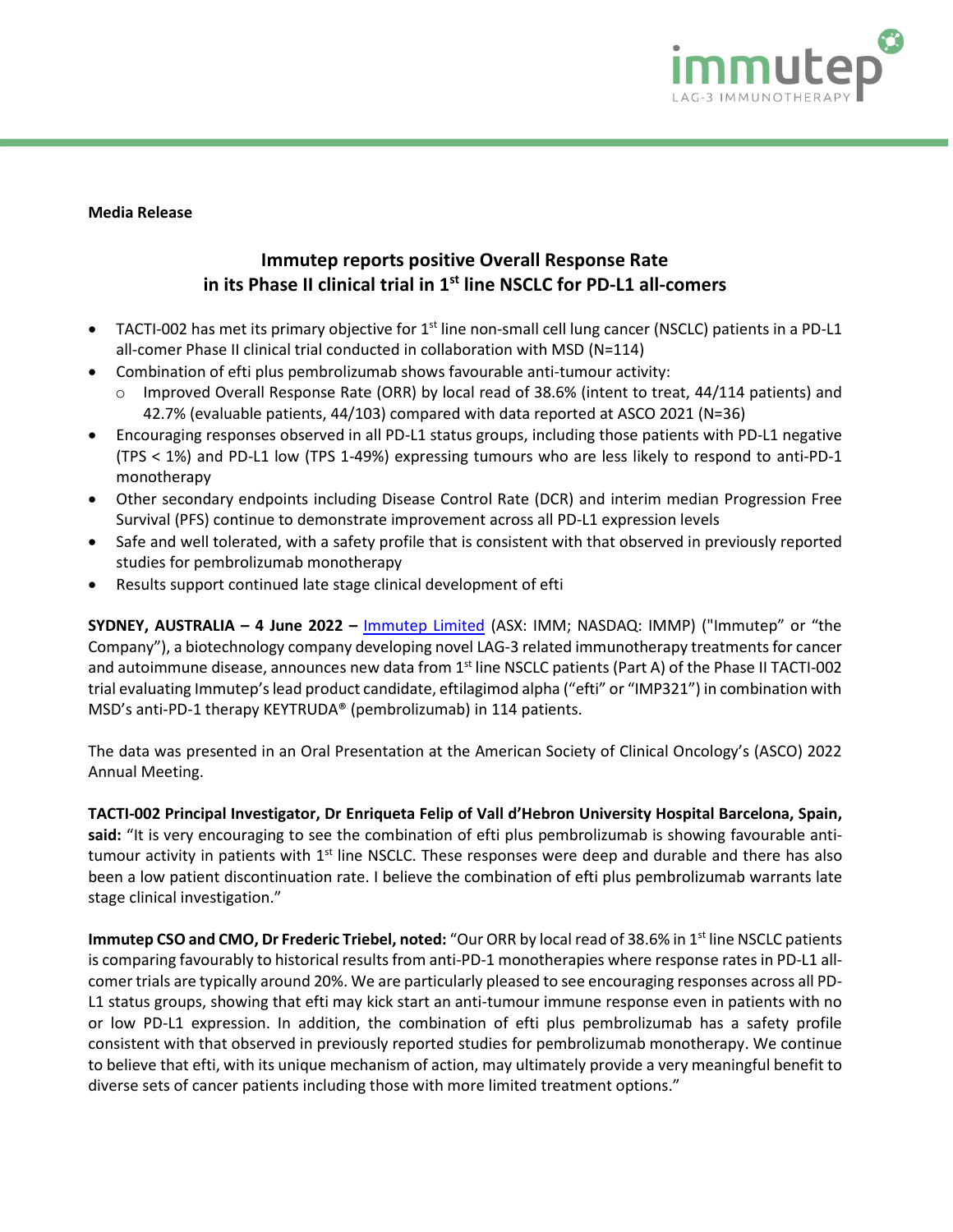**Media Release**

# Immutep reports positive Overall Response Rate in its Phase II clinical trial in 1st line NSCLC for PD-L1 all-comers

- TACTI-002 has met its primary objective for 1st line non-small cell lung cancer (NSCLC) patients in a PD-L1 all-comer Phase II clinical trial conducted in collaboration with MSD (N=114)
- Combination of efti plus pembrolizumab shows favourable anti-tumour activity:
  - Improved Overall Response Rate (ORR) by local read of 38.6% (intent to treat, 44/114 patients) and 42.7% (evaluable patients, 44/103) compared with data reported at ASCO 2021 (N=36)
- Encouraging responses observed in all PD-L1 status groups, including those patients with PD-L1 negative (TPS < 1%) and PD-L1 low (TPS 1-49%) expressing tumours who are less likely to respond to anti-PD-1 monotherapy
- Other secondary endpoints including Disease Control Rate (DCR) and interim median Progression Free Survival (PFS) continue to demonstrate improvement across all PD-L1 expression levels
- Safe and well tolerated, with a safety profile that is consistent with that observed in previously reported studies for pembrolizumab monotherapy
- Results support continued late stage clinical development of efti

**SYDNEY, AUSTRALIA – 4 June 2022 –** Immutep Limited (ASX: IMM; NASDAQ: IMMP) ("Immutep" or "the Company"), a biotechnology company developing novel LAG-3 related immunotherapy treatments for cancer and autoimmune disease, announces new data from 1st line NSCLC patients (Part A) of the Phase II TACTI-002 trial evaluating Immutep's lead product candidate, eftilagimod alpha ("efti" or "IMP321") in combination with MSD's anti-PD-1 therapy KEYTRUDA® (pembrolizumab) in 114 patients.

The data was presented in an Oral Presentation at the American Society of Clinical Oncology's (ASCO) 2022 Annual Meeting.

**TACTI-002 Principal Investigator, Dr Enriqueta Felip of Vall d'Hebron University Hospital Barcelona, Spain, said:** "It is very encouraging to see the combination of efti plus pembrolizumab is showing favourable anti-tumour activity in patients with 1st line NSCLC. These responses were deep and durable and there has also been a low patient discontinuation rate. I believe the combination of efti plus pembrolizumab warrants late stage clinical investigation."

**Immutep CSO and CMO, Dr Frederic Triebel, noted:** "Our ORR by local read of 38.6% in 1st line NSCLC patients is comparing favourably to historical results from anti-PD-1 monotherapies where response rates in PD-L1 all-comer trials are typically around 20%. We are particularly pleased to see encouraging responses across all PD-L1 status groups, showing that efti may kick start an anti-tumour immune response even in patients with no or low PD-L1 expression. In addition, the combination of efti plus pembrolizumab has a safety profile consistent with that observed in previously reported studies for pembrolizumab monotherapy. We continue to believe that efti, with its unique mechanism of action, may ultimately provide a very meaningful benefit to diverse sets of cancer patients including those with more limited treatment options."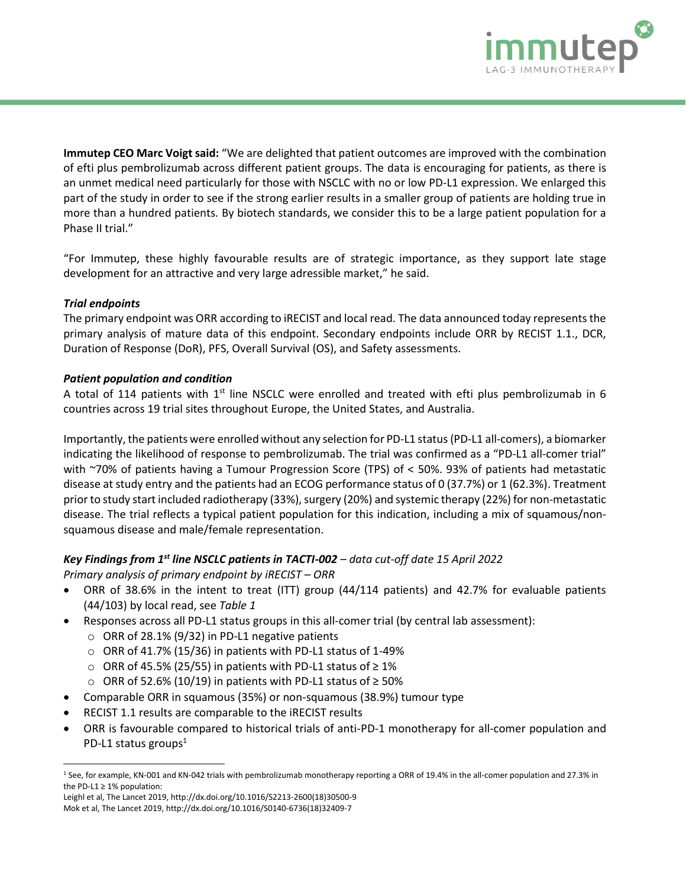**Immutep CEO Marc Voigt said:** "We are delighted that patient outcomes are improved with the combination of efti plus pembrolizumab across different patient groups. The data is encouraging for patients, as there is an unmet medical need particularly for those with NSCLC with no or low PD-L1 expression. We enlarged this part of the study in order to see if the strong earlier results in a smaller group of patients are holding true in more than a hundred patients. By biotech standards, we consider this to be a large patient population for a Phase II trial."

"For Immutep, these highly favourable results are of strategic importance, as they support late stage development for an attractive and very large adressible market," he said.

***Trial endpoints***

The primary endpoint was ORR according to iRECIST and local read. The data announced today represents the primary analysis of mature data of this endpoint. Secondary endpoints include ORR by RECIST 1.1., DCR, Duration of Response (DoR), PFS, Overall Survival (OS), and Safety assessments.

***Patient population and condition***

A total of 114 patients with 1st line NSCLC were enrolled and treated with efti plus pembrolizumab in 6 countries across 19 trial sites throughout Europe, the United States, and Australia.

Importantly, the patients were enrolled without any selection for PD-L1 status (PD-L1 all-comers), a biomarker indicating the likelihood of response to pembrolizumab. The trial was confirmed as a "PD-L1 all-comer trial" with ~70% of patients having a Tumour Progression Score (TPS) of < 50%. 93% of patients had metastatic disease at study entry and the patients had an ECOG performance status of 0 (37.7%) or 1 (62.3%). Treatment prior to study start included radiotherapy (33%), surgery (20%) and systemic therapy (22%) for non-metastatic disease. The trial reflects a typical patient population for this indication, including a mix of squamous/non-squamous disease and male/female representation.

***Key Findings from 1st line NSCLC patients in TACTI-002** – data cut-off date 15 April 2022*

*Primary analysis of primary endpoint by iRECIST – ORR*

- ORR of 38.6% in the intent to treat (ITT) group (44/114 patients) and 42.7% for evaluable patients (44/103) by local read, see *Table 1*
- Responses across all PD-L1 status groups in this all-comer trial (by central lab assessment):
  - ORR of 28.1% (9/32) in PD-L1 negative patients
  - ORR of 41.7% (15/36) in patients with PD-L1 status of 1-49%
  - ORR of 45.5% (25/55) in patients with PD-L1 status of ≥ 1%
  - ORR of 52.6% (10/19) in patients with PD-L1 status of ≥ 50%
- Comparable ORR in squamous (35%) or non-squamous (38.9%) tumour type
- RECIST 1.1 results are comparable to the iRECIST results
- ORR is favourable compared to historical trials of anti-PD-1 monotherapy for all-comer population and PD-L1 status groups[1]

---

[1] See, for example, KN-001 and KN-042 trials with pembrolizumab monotherapy reporting a ORR of 19.4% in the all-comer population and 27.3% in the PD-L1 ≥ 1% population:

Leighl et al, The Lancet 2019, http://dx.doi.org/10.1016/S2213-2600(18)30500-9

Mok et al, The Lancet 2019, http://dx.doi.org/10.1016/S0140-6736(18)32409-7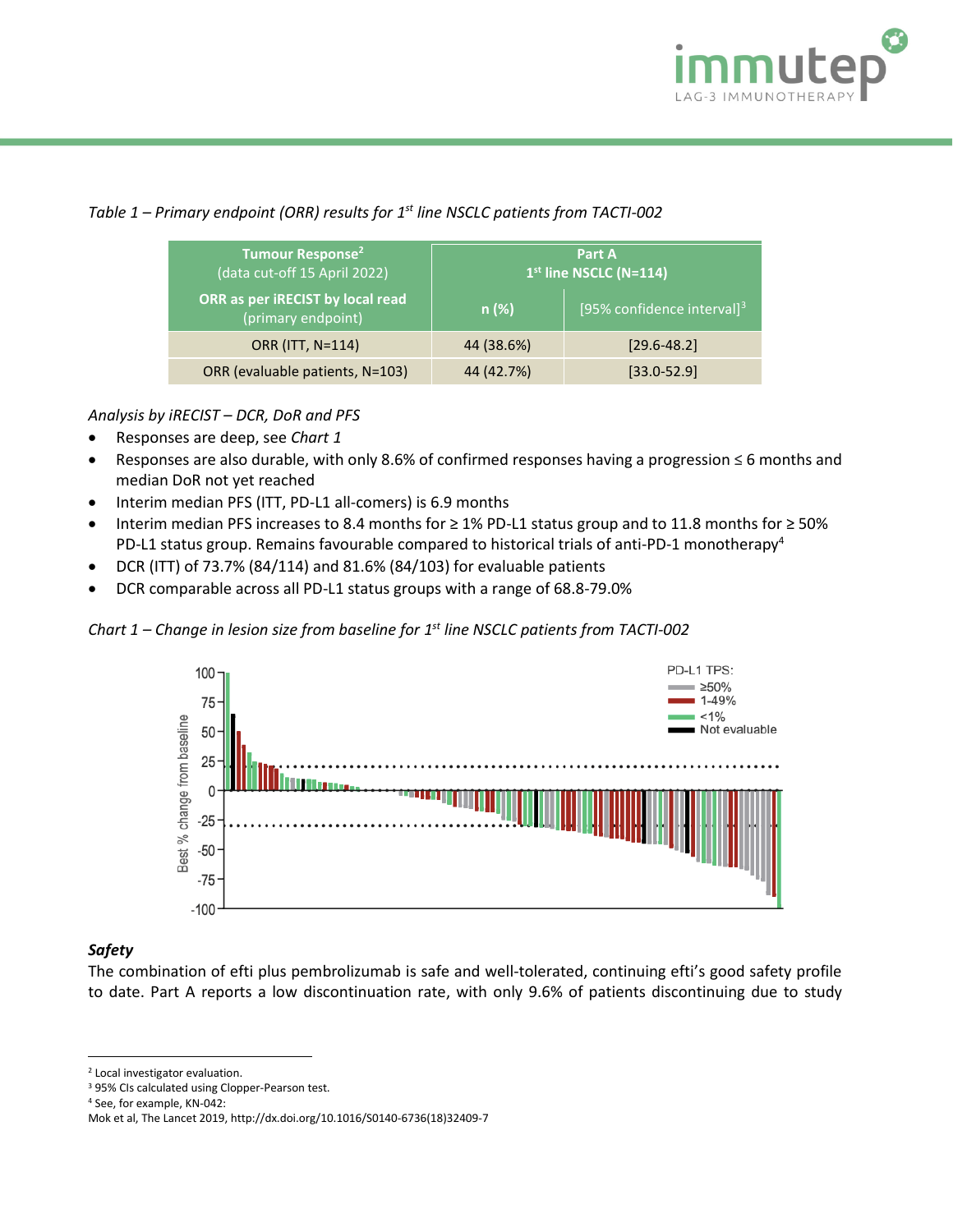*Table 1 – Primary endpoint (ORR) results for 1st line NSCLC patients from TACTI-002*

| **Tumour Response**[2] (data cut-off 15 April 2022) | **Part A 1st line NSCLC (N=114)** | |
|---|---|---|
| **ORR as per iRECIST by local read** (primary endpoint) | **n (%)** | [95% confidence interval][3] |
| ORR (ITT, N=114) | 44 (38.6%) | [29.6-48.2] |
| ORR (evaluable patients, N=103) | 44 (42.7%) | [33.0-52.9] |

*Analysis by iRECIST – DCR, DoR and PFS*

- Responses are deep, see *Chart 1*
- Responses are also durable, with only 8.6% of confirmed responses having a progression ≤ 6 months and median DoR not yet reached
- Interim median PFS (ITT, PD-L1 all-comers) is 6.9 months
- Interim median PFS increases to 8.4 months for ≥ 1% PD-L1 status group and to 11.8 months for ≥ 50% PD-L1 status group. Remains favourable compared to historical trials of anti-PD-1 monotherapy[4]
- DCR (ITT) of 73.7% (84/114) and 81.6% (84/103) for evaluable patients
- DCR comparable across all PD-L1 status groups with a range of 68.8-79.0%

*Chart 1 – Change in lesion size from baseline for 1st line NSCLC patients from TACTI-002*

### Safety

The combination of efti plus pembrolizumab is safe and well-tolerated, continuing efti's good safety profile to date. Part A reports a low discontinuation rate, with only 9.6% of patients discontinuing due to study

---

[2] Local investigator evaluation.

[3] 95% CIs calculated using Clopper-Pearson test.

[4] See, for example, KN-042:
Mok et al, The Lancet 2019, http://dx.doi.org/10.1016/S0140-6736(18)32409-7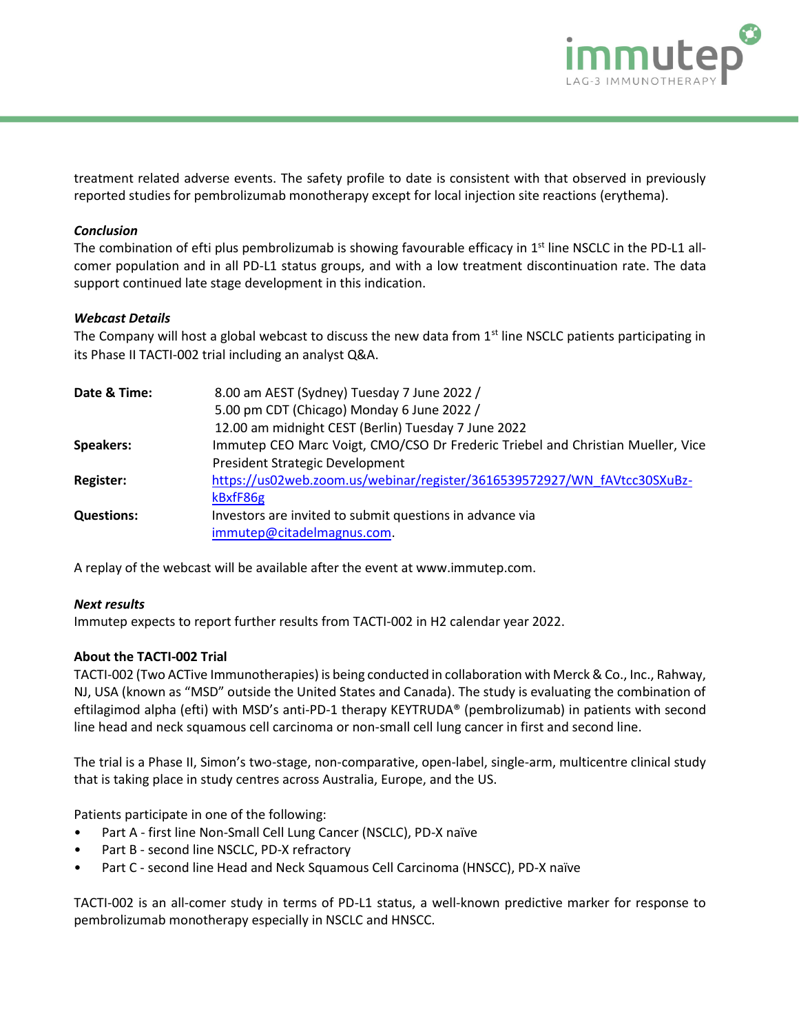treatment related adverse events. The safety profile to date is consistent with that observed in previously reported studies for pembrolizumab monotherapy except for local injection site reactions (erythema).

***Conclusion***

The combination of efti plus pembrolizumab is showing favourable efficacy in 1st line NSCLC in the PD-L1 all-comer population and in all PD-L1 status groups, and with a low treatment discontinuation rate. The data support continued late stage development in this indication.

***Webcast Details***

The Company will host a global webcast to discuss the new data from 1st line NSCLC patients participating in its Phase II TACTI-002 trial including an analyst Q&A.

| | |
|---|---|
| **Date & Time:** | 8.00 am AEST (Sydney) Tuesday 7 June 2022 / 5.00 pm CDT (Chicago) Monday 6 June 2022 / 12.00 am midnight CEST (Berlin) Tuesday 7 June 2022 |
| **Speakers:** | Immutep CEO Marc Voigt, CMO/CSO Dr Frederic Triebel and Christian Mueller, Vice President Strategic Development |
| **Register:** | https://us02web.zoom.us/webinar/register/3616539572927/WN_fAVtcc30SXuBz-kBxfF86g |
| **Questions:** | Investors are invited to submit questions in advance via immutep@citadelmagnus.com. |

A replay of the webcast will be available after the event at www.immutep.com.

***Next results***

Immutep expects to report further results from TACTI-002 in H2 calendar year 2022.

**About the TACTI-002 Trial**

TACTI-002 (Two ACTive Immunotherapies) is being conducted in collaboration with Merck & Co., Inc., Rahway, NJ, USA (known as "MSD" outside the United States and Canada). The study is evaluating the combination of eftilagimod alpha (efti) with MSD's anti-PD-1 therapy KEYTRUDA® (pembrolizumab) in patients with second line head and neck squamous cell carcinoma or non-small cell lung cancer in first and second line.

The trial is a Phase II, Simon's two-stage, non-comparative, open-label, single-arm, multicentre clinical study that is taking place in study centres across Australia, Europe, and the US.

Patients participate in one of the following:

- Part A - first line Non-Small Cell Lung Cancer (NSCLC), PD-X naïve
- Part B - second line NSCLC, PD-X refractory
- Part C - second line Head and Neck Squamous Cell Carcinoma (HNSCC), PD-X naïve

TACTI-002 is an all-comer study in terms of PD-L1 status, a well-known predictive marker for response to pembrolizumab monotherapy especially in NSCLC and HNSCC.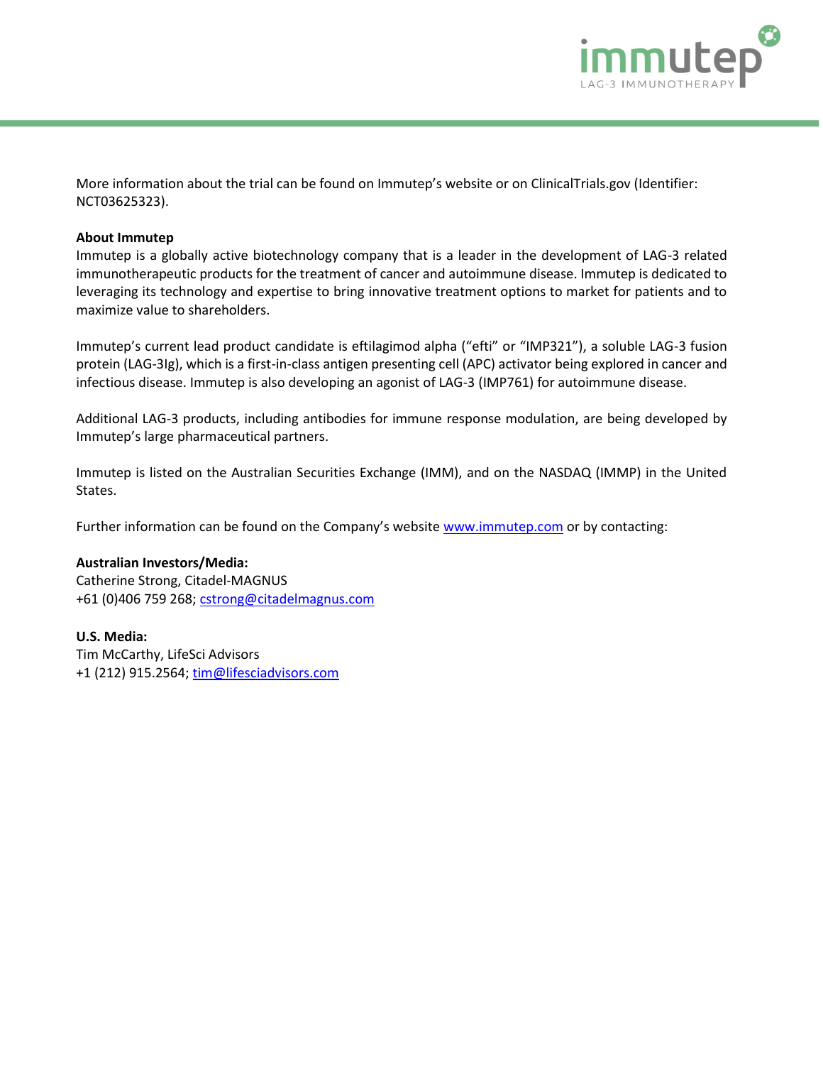More information about the trial can be found on Immutep's website or on ClinicalTrials.gov (Identifier: NCT03625323).

**About Immutep**

Immutep is a globally active biotechnology company that is a leader in the development of LAG-3 related immunotherapeutic products for the treatment of cancer and autoimmune disease. Immutep is dedicated to leveraging its technology and expertise to bring innovative treatment options to market for patients and to maximize value to shareholders.

Immutep's current lead product candidate is eftilagimod alpha ("efti" or "IMP321"), a soluble LAG-3 fusion protein (LAG-3Ig), which is a first-in-class antigen presenting cell (APC) activator being explored in cancer and infectious disease. Immutep is also developing an agonist of LAG-3 (IMP761) for autoimmune disease.

Additional LAG-3 products, including antibodies for immune response modulation, are being developed by Immutep's large pharmaceutical partners.

Immutep is listed on the Australian Securities Exchange (IMM), and on the NASDAQ (IMMP) in the United States.

Further information can be found on the Company's website www.immutep.com or by contacting:

**Australian Investors/Media:**
Catherine Strong, Citadel-MAGNUS
+61 (0)406 759 268; cstrong@citadelmagnus.com

**U.S. Media:**
Tim McCarthy, LifeSci Advisors
+1 (212) 915.2564; tim@lifesciadvisors.com